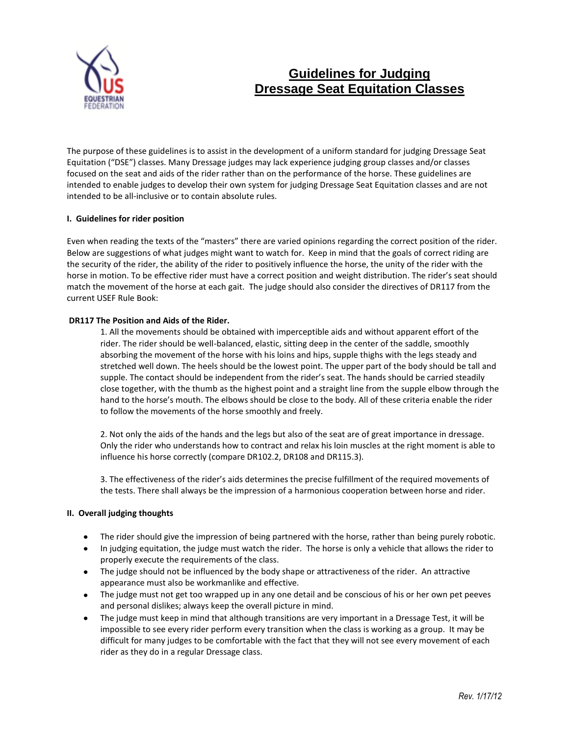# Guidelines for Judging Dressage Seat Equitation Classes

The purpose of these guidelines is to assist in the development of a uniform standard for judging Dressage Seat Equitation ("DSE") classes. Many Dressage judges may lack experience judging group classes and/or classes focused on the seat and aids of the rider rather than on the performance of the horse. These guidelines are intended to enable judges to develop their own system for judging Dressage Seat Equitation classes and are not intended to be all-inclusive or to contain absolute rules.

## I. Guidelines for rider position

Even when reading the texts of the "masters" there are varied opinions regarding the correct position of the rider. Below are suggestions of what judges might want to watch for. Keep in mind that the goals of correct riding are the security of the rider, the ability of the rider to positively influence the horse, the unity of the rider with the horse in motion. To be effective rider must have a correct position and weight distribution. The rider's seat should match the movement of the horse at each gait. The judge should also consider the directives of DR117 from the current USEF Rule Book:

### DR117 The Position and Aids of the Rider.

1. All the movements should be obtained with imperceptible aids and without apparent effort of the rider. The rider should be well-balanced, elastic, sitting deep in the center of the saddle, smoothly absorbing the movement of the horse with his loins and hips, supple thighs with the legs steady and stretched well down. The heels should be the lowest point. The upper part of the body should be tall and supple. The contact should be independent from the rider's seat. The hands should be carried steadily close together, with the thumb as the highest point and a straight line from the supple elbow through the hand to the horse's mouth. The elbows should be close to the body. All of these criteria enable the rider to follow the movements of the horse smoothly and freely.

2. Not only the aids of the hands and the legs but also of the seat are of great importance in dressage. Only the rider who understands how to contract and relax his loin muscles at the right moment is able to influence his horse correctly (compare DR102.2, DR108 and DR115.3).

3. The effectiveness of the rider's aids determines the precise fulfillment of the required movements of the tests. There shall always be the impression of a harmonious cooperation between horse and rider.

## II. Overall judging thoughts

- The rider should give the impression of being partnered with the horse, rather than being purely robotic.
- In judging equitation, the judge must watch the rider. The horse is only a vehicle that allows the rider to properly execute the requirements of the class.
- The judge should not be influenced by the body shape or attractiveness of the rider. An attractive appearance must also be workmanlike and effective.
- The judge must not get too wrapped up in any one detail and be conscious of his or her own pet peeves and personal dislikes; always keep the overall picture in mind.
- The judge must keep in mind that although transitions are very important in a Dressage Test, it will be impossible to see every rider perform every transition when the class is working as a group. It may be difficult for many judges to be comfortable with the fact that they will not see every movement of each rider as they do in a regular Dressage class.

*Rev. 1/17/12*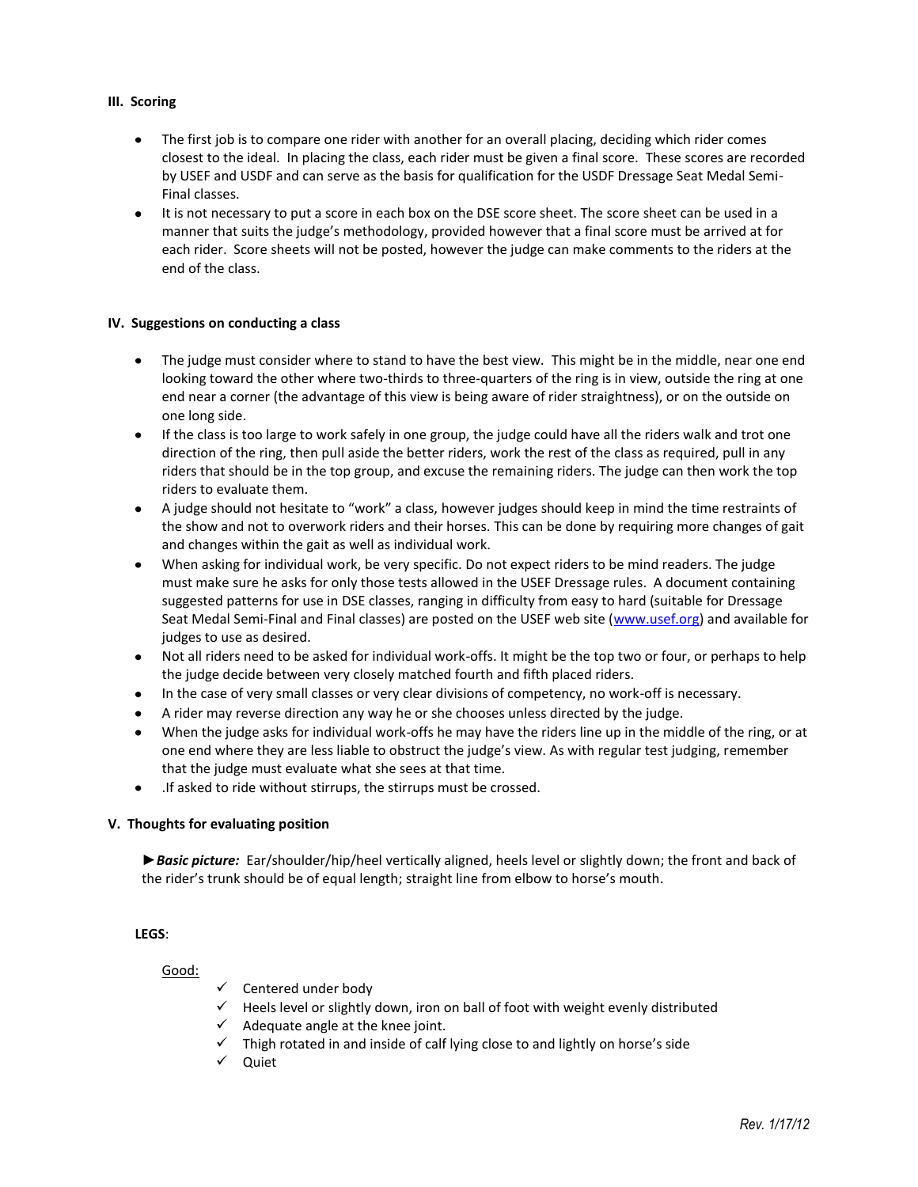### III. Scoring

- The first job is to compare one rider with another for an overall placing, deciding which rider comes closest to the ideal. In placing the class, each rider must be given a final score. These scores are recorded by USEF and USDF and can serve as the basis for qualification for the USDF Dressage Seat Medal Semi-Final classes.
- It is not necessary to put a score in each box on the DSE score sheet. The score sheet can be used in a manner that suits the judge's methodology, provided however that a final score must be arrived at for each rider. Score sheets will not be posted, however the judge can make comments to the riders at the end of the class.

### IV. Suggestions on conducting a class

- The judge must consider where to stand to have the best view. This might be in the middle, near one end looking toward the other where two-thirds to three-quarters of the ring is in view, outside the ring at one end near a corner (the advantage of this view is being aware of rider straightness), or on the outside on one long side.
- If the class is too large to work safely in one group, the judge could have all the riders walk and trot one direction of the ring, then pull aside the better riders, work the rest of the class as required, pull in any riders that should be in the top group, and excuse the remaining riders. The judge can then work the top riders to evaluate them.
- A judge should not hesitate to "work" a class, however judges should keep in mind the time restraints of the show and not to overwork riders and their horses. This can be done by requiring more changes of gait and changes within the gait as well as individual work.
- When asking for individual work, be very specific. Do not expect riders to be mind readers. The judge must make sure he asks for only those tests allowed in the USEF Dressage rules. A document containing suggested patterns for use in DSE classes, ranging in difficulty from easy to hard (suitable for Dressage Seat Medal Semi-Final and Final classes) are posted on the USEF web site (www.usef.org) and available for judges to use as desired.
- Not all riders need to be asked for individual work-offs. It might be the top two or four, or perhaps to help the judge decide between very closely matched fourth and fifth placed riders.
- In the case of very small classes or very clear divisions of competency, no work-off is necessary.
- A rider may reverse direction any way he or she chooses unless directed by the judge.
- When the judge asks for individual work-offs he may have the riders line up in the middle of the ring, or at one end where they are less liable to obstruct the judge's view. As with regular test judging, remember that the judge must evaluate what she sees at that time.
- .If asked to ride without stirrups, the stirrups must be crossed.

### V. Thoughts for evaluating position

►***Basic picture:*** Ear/shoulder/hip/heel vertically aligned, heels level or slightly down; the front and back of the rider's trunk should be of equal length; straight line from elbow to horse's mouth.

**LEGS**:

Good:

- ✓ Centered under body
- ✓ Heels level or slightly down, iron on ball of foot with weight evenly distributed
- ✓ Adequate angle at the knee joint.
- ✓ Thigh rotated in and inside of calf lying close to and lightly on horse's side
- ✓ Quiet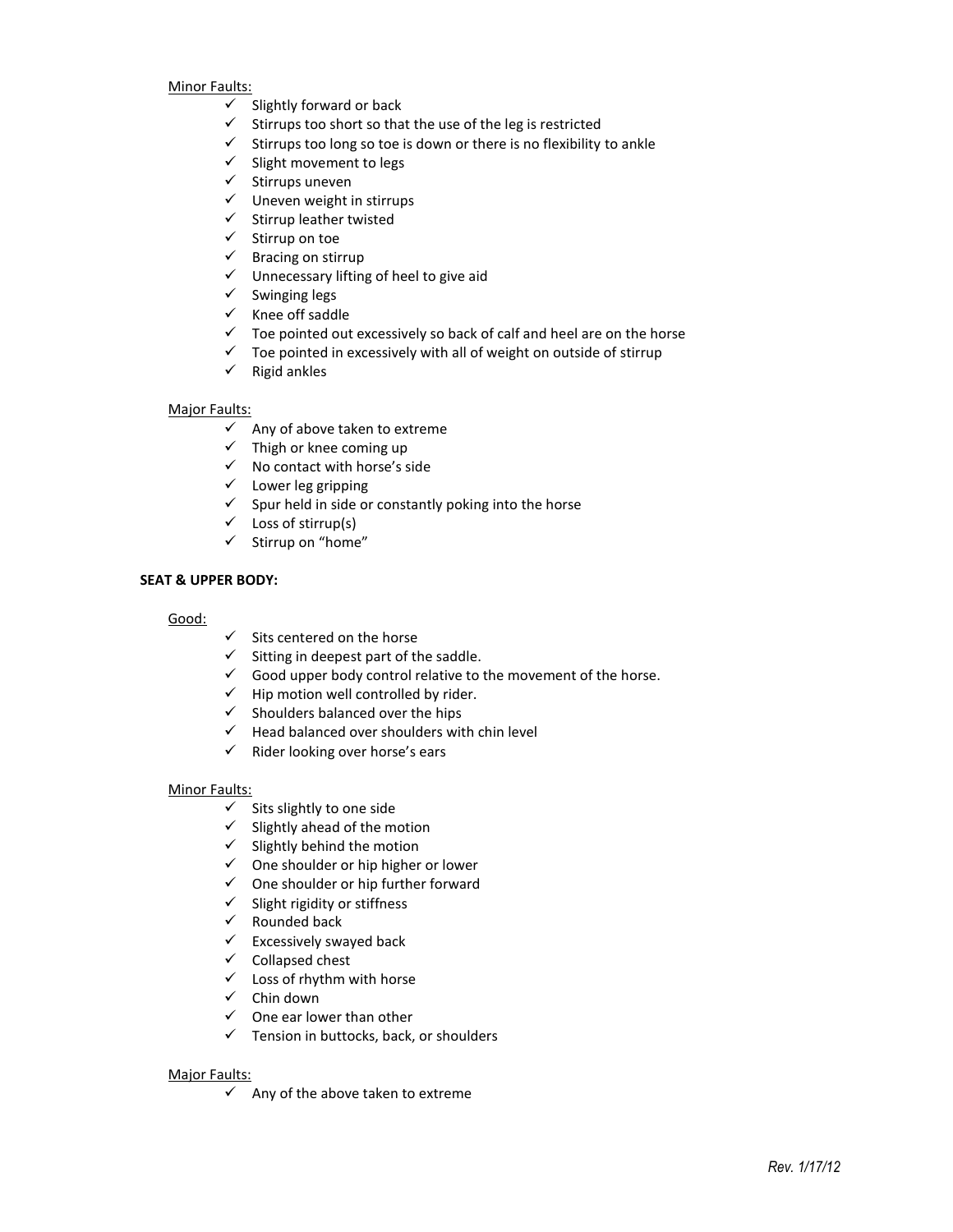Minor Faults:

- ✓ Slightly forward or back
- ✓ Stirrups too short so that the use of the leg is restricted
- ✓ Stirrups too long so toe is down or there is no flexibility to ankle
- ✓ Slight movement to legs
- ✓ Stirrups uneven
- ✓ Uneven weight in stirrups
- ✓ Stirrup leather twisted
- ✓ Stirrup on toe
- ✓ Bracing on stirrup
- ✓ Unnecessary lifting of heel to give aid
- ✓ Swinging legs
- ✓ Knee off saddle
- ✓ Toe pointed out excessively so back of calf and heel are on the horse
- ✓ Toe pointed in excessively with all of weight on outside of stirrup
- ✓ Rigid ankles

Major Faults:

- ✓ Any of above taken to extreme
- ✓ Thigh or knee coming up
- ✓ No contact with horse's side
- ✓ Lower leg gripping
- ✓ Spur held in side or constantly poking into the horse
- ✓ Loss of stirrup(s)
- ✓ Stirrup on "home"

**SEAT & UPPER BODY:**

Good:

- ✓ Sits centered on the horse
- ✓ Sitting in deepest part of the saddle.
- ✓ Good upper body control relative to the movement of the horse.
- ✓ Hip motion well controlled by rider.
- ✓ Shoulders balanced over the hips
- ✓ Head balanced over shoulders with chin level
- ✓ Rider looking over horse's ears

Minor Faults:

- ✓ Sits slightly to one side
- ✓ Slightly ahead of the motion
- ✓ Slightly behind the motion
- ✓ One shoulder or hip higher or lower
- ✓ One shoulder or hip further forward
- ✓ Slight rigidity or stiffness
- ✓ Rounded back
- ✓ Excessively swayed back
- ✓ Collapsed chest
- ✓ Loss of rhythm with horse
- ✓ Chin down
- ✓ One ear lower than other
- ✓ Tension in buttocks, back, or shoulders

Major Faults:

- ✓ Any of the above taken to extreme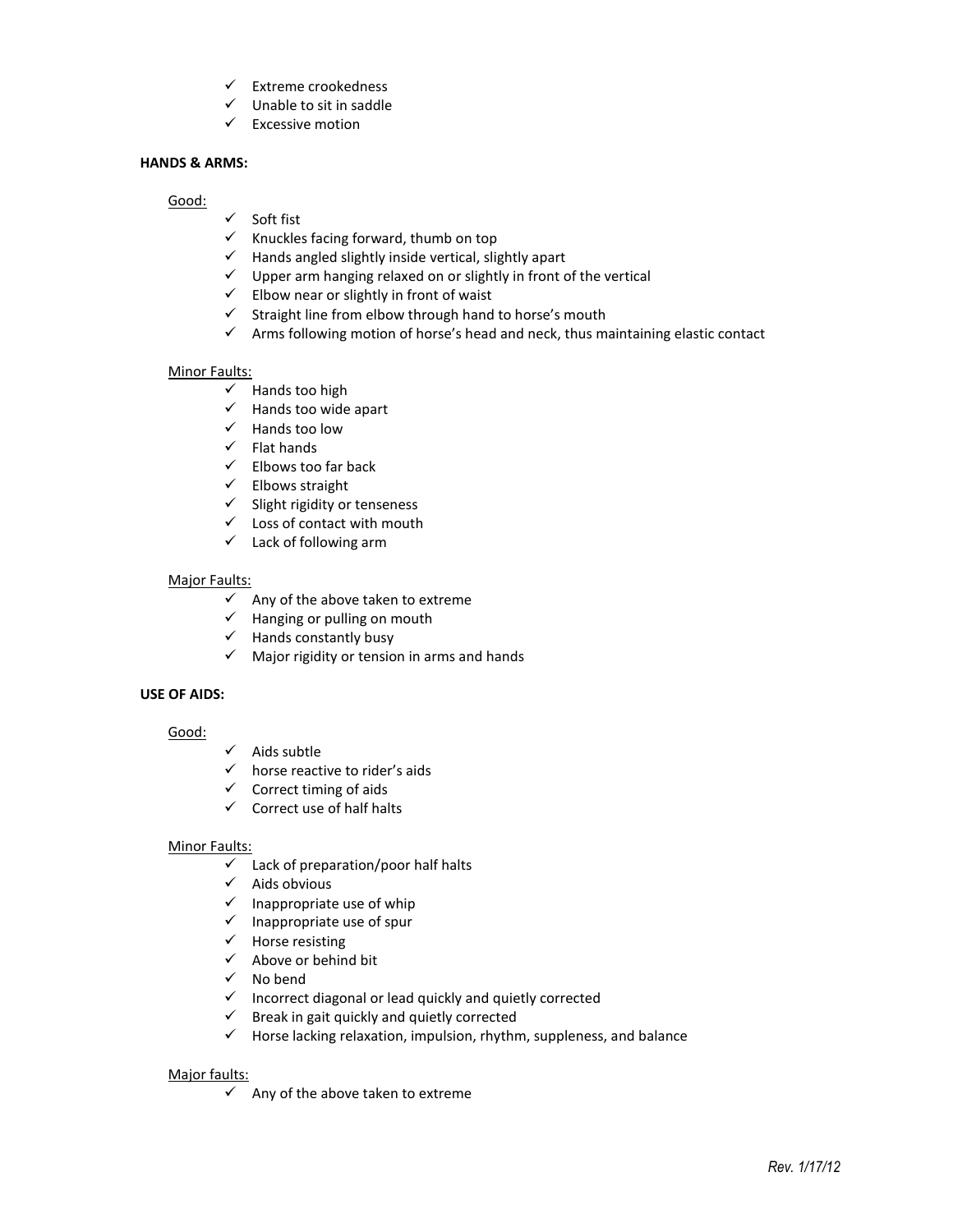- ✓ Extreme crookedness
- ✓ Unable to sit in saddle
- ✓ Excessive motion

**HANDS & ARMS:**

Good:

- ✓ Soft fist
- ✓ Knuckles facing forward, thumb on top
- ✓ Hands angled slightly inside vertical, slightly apart
- ✓ Upper arm hanging relaxed on or slightly in front of the vertical
- ✓ Elbow near or slightly in front of waist
- ✓ Straight line from elbow through hand to horse's mouth
- ✓ Arms following motion of horse's head and neck, thus maintaining elastic contact

Minor Faults:

- ✓ Hands too high
- ✓ Hands too wide apart
- ✓ Hands too low
- ✓ Flat hands
- ✓ Elbows too far back
- ✓ Elbows straight
- ✓ Slight rigidity or tenseness
- ✓ Loss of contact with mouth
- ✓ Lack of following arm

Major Faults:

- ✓ Any of the above taken to extreme
- ✓ Hanging or pulling on mouth
- ✓ Hands constantly busy
- ✓ Major rigidity or tension in arms and hands

**USE OF AIDS:**

Good:

- ✓ Aids subtle
- ✓ horse reactive to rider's aids
- ✓ Correct timing of aids
- ✓ Correct use of half halts

Minor Faults:

- ✓ Lack of preparation/poor half halts
- ✓ Aids obvious
- ✓ Inappropriate use of whip
- ✓ Inappropriate use of spur
- ✓ Horse resisting
- ✓ Above or behind bit
- ✓ No bend
- ✓ Incorrect diagonal or lead quickly and quietly corrected
- ✓ Break in gait quickly and quietly corrected
- ✓ Horse lacking relaxation, impulsion, rhythm, suppleness, and balance

Major faults:

- ✓ Any of the above taken to extreme

*Rev. 1/17/12*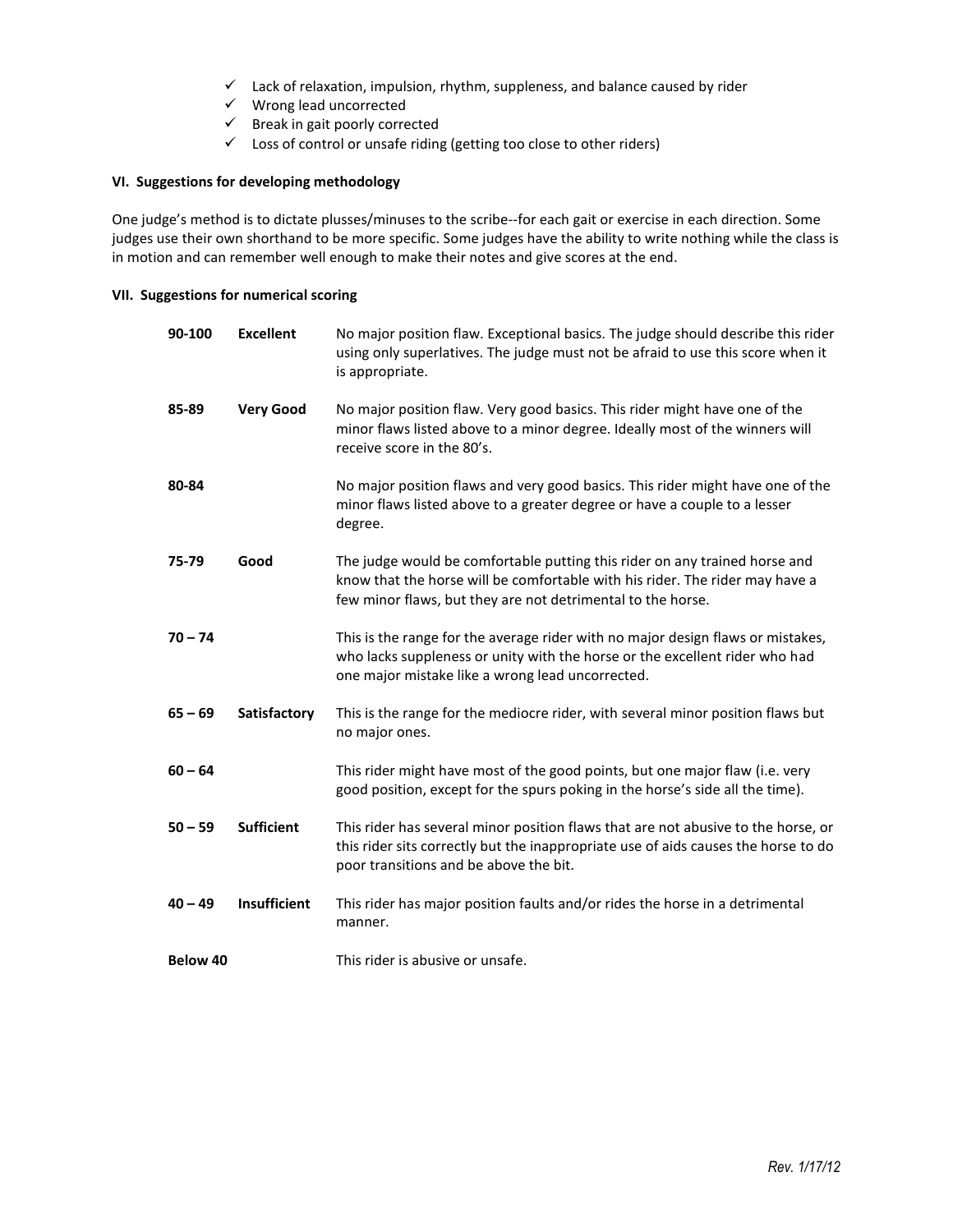- ✓ Lack of relaxation, impulsion, rhythm, suppleness, and balance caused by rider
- ✓ Wrong lead uncorrected
- ✓ Break in gait poorly corrected
- ✓ Loss of control or unsafe riding (getting too close to other riders)

### VI. Suggestions for developing methodology

One judge's method is to dictate plusses/minuses to the scribe--for each gait or exercise in each direction. Some judges use their own shorthand to be more specific. Some judges have the ability to write nothing while the class is in motion and can remember well enough to make their notes and give scores at the end.

### VII. Suggestions for numerical scoring

| | | |
|---|---|---|
| **90-100** | **Excellent** | No major position flaw. Exceptional basics. The judge should describe this rider using only superlatives. The judge must not be afraid to use this score when it is appropriate. |
| **85-89** | **Very Good** | No major position flaw. Very good basics. This rider might have one of the minor flaws listed above to a minor degree. Ideally most of the winners will receive score in the 80's. |
| **80-84** | | No major position flaws and very good basics. This rider might have one of the minor flaws listed above to a greater degree or have a couple to a lesser degree. |
| **75-79** | **Good** | The judge would be comfortable putting this rider on any trained horse and know that the horse will be comfortable with his rider. The rider may have a few minor flaws, but they are not detrimental to the horse. |
| **70 – 74** | | This is the range for the average rider with no major design flaws or mistakes, who lacks suppleness or unity with the horse or the excellent rider who had one major mistake like a wrong lead uncorrected. |
| **65 – 69** | **Satisfactory** | This is the range for the mediocre rider, with several minor position flaws but no major ones. |
| **60 – 64** | | This rider might have most of the good points, but one major flaw (i.e. very good position, except for the spurs poking in the horse's side all the time). |
| **50 – 59** | **Sufficient** | This rider has several minor position flaws that are not abusive to the horse, or this rider sits correctly but the inappropriate use of aids causes the horse to do poor transitions and be above the bit. |
| **40 – 49** | **Insufficient** | This rider has major position faults and/or rides the horse in a detrimental manner. |
| **Below 40** | | This rider is abusive or unsafe. |

*Rev. 1/17/12*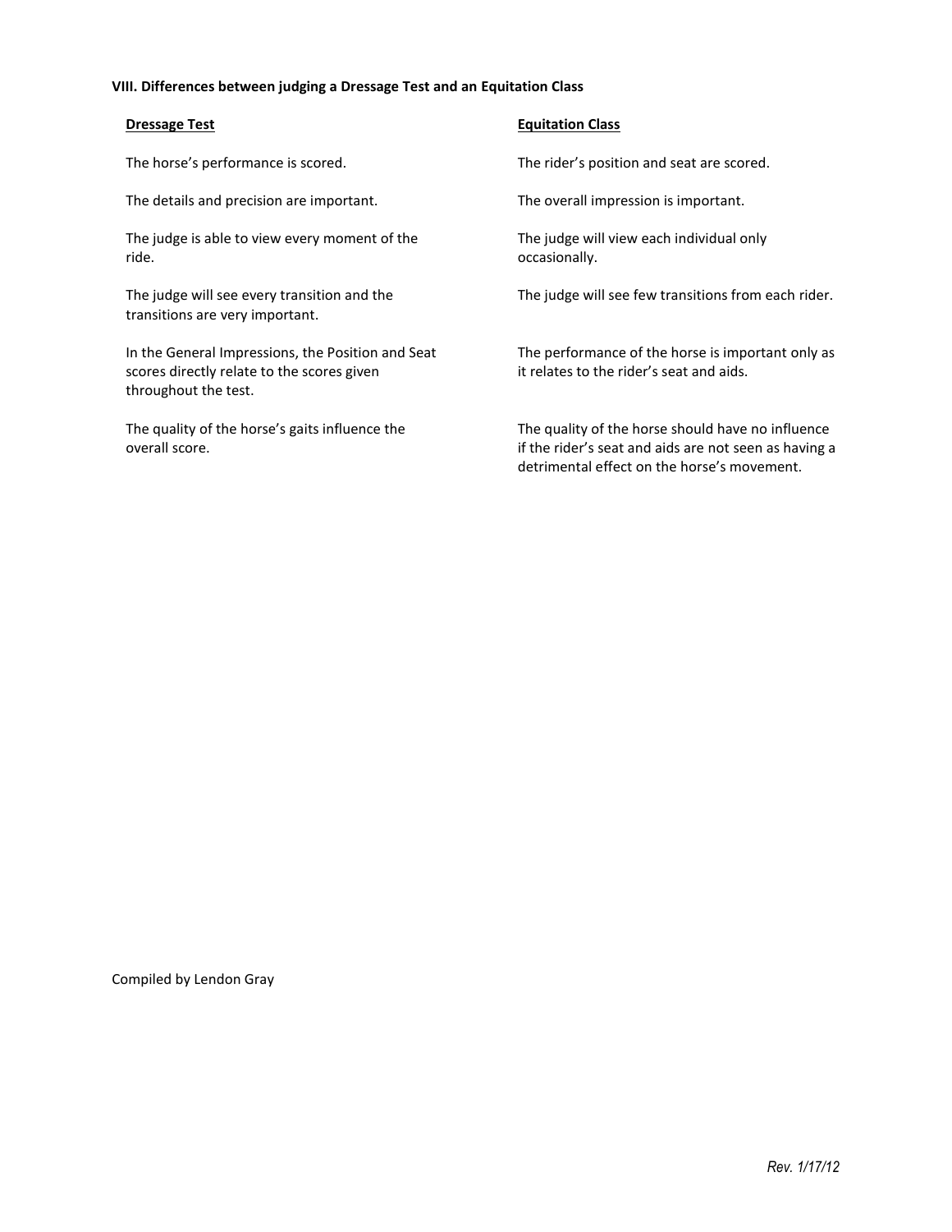### VIII. Differences between judging a Dressage Test and an Equitation Class

| Dressage Test | Equitation Class |
| --- | --- |
| The horse's performance is scored. | The rider's position and seat are scored. |
| The details and precision are important. | The overall impression is important. |
| The judge is able to view every moment of the ride. | The judge will view each individual only occasionally. |
| The judge will see every transition and the transitions are very important. | The judge will see few transitions from each rider. |
| In the General Impressions, the Position and Seat scores directly relate to the scores given throughout the test. | The performance of the horse is important only as it relates to the rider's seat and aids. |
| The quality of the horse's gaits influence the overall score. | The quality of the horse should have no influence if the rider's seat and aids are not seen as having a detrimental effect on the horse's movement. |

Compiled by Lendon Gray

*Rev. 1/17/12*